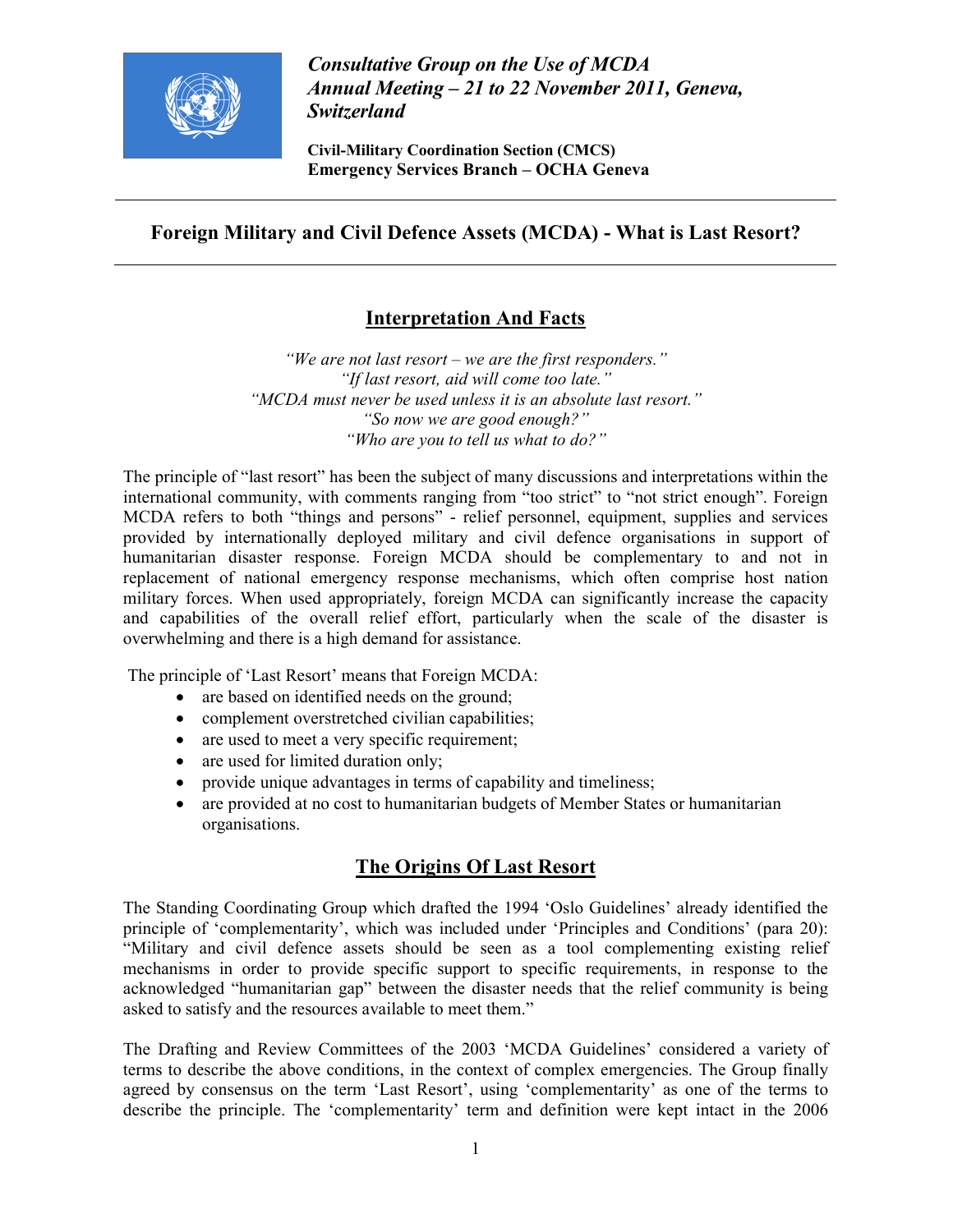***Consultative Group on the Use of MCDA***
***Annual Meeting – 21 to 22 November 2011, Geneva, Switzerland***

**Civil-Military Coordination Section (CMCS)**
**Emergency Services Branch – OCHA Geneva**

---

# Foreign Military and Civil Defence Assets (MCDA) - What is Last Resort?

---

## Interpretation And Facts

*"We are not last resort – we are the first responders."*
*"If last resort, aid will come too late."*
*"MCDA must never be used unless it is an absolute last resort."*
*"So now we are good enough?"*
*"Who are you to tell us what to do?"*

The principle of "last resort" has been the subject of many discussions and interpretations within the international community, with comments ranging from "too strict" to "not strict enough". Foreign MCDA refers to both "things and persons" - relief personnel, equipment, supplies and services provided by internationally deployed military and civil defence organisations in support of humanitarian disaster response. Foreign MCDA should be complementary to and not in replacement of national emergency response mechanisms, which often comprise host nation military forces. When used appropriately, foreign MCDA can significantly increase the capacity and capabilities of the overall relief effort, particularly when the scale of the disaster is overwhelming and there is a high demand for assistance.

The principle of 'Last Resort' means that Foreign MCDA:

- are based on identified needs on the ground;
- complement overstretched civilian capabilities;
- are used to meet a very specific requirement;
- are used for limited duration only;
- provide unique advantages in terms of capability and timeliness;
- are provided at no cost to humanitarian budgets of Member States or humanitarian organisations.

## The Origins Of Last Resort

The Standing Coordinating Group which drafted the 1994 'Oslo Guidelines' already identified the principle of 'complementarity', which was included under 'Principles and Conditions' (para 20): "Military and civil defence assets should be seen as a tool complementing existing relief mechanisms in order to provide specific support to specific requirements, in response to the acknowledged "humanitarian gap" between the disaster needs that the relief community is being asked to satisfy and the resources available to meet them."

The Drafting and Review Committees of the 2003 'MCDA Guidelines' considered a variety of terms to describe the above conditions, in the context of complex emergencies. The Group finally agreed by consensus on the term 'Last Resort', using 'complementarity' as one of the terms to describe the principle. The 'complementarity' term and definition were kept intact in the 2006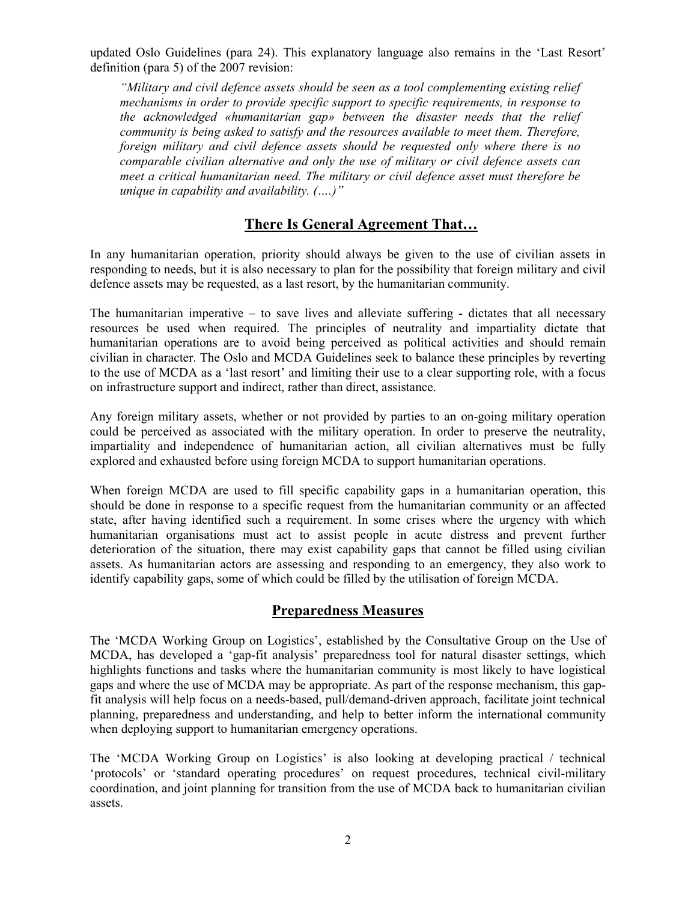updated Oslo Guidelines (para 24). This explanatory language also remains in the 'Last Resort' definition (para 5) of the 2007 revision:

> *"Military and civil defence assets should be seen as a tool complementing existing relief mechanisms in order to provide specific support to specific requirements, in response to the acknowledged «humanitarian gap» between the disaster needs that the relief community is being asked to satisfy and the resources available to meet them. Therefore, foreign military and civil defence assets should be requested only where there is no comparable civilian alternative and only the use of military or civil defence assets can meet a critical humanitarian need. The military or civil defence asset must therefore be unique in capability and availability. (….)"*

## There Is General Agreement That…

In any humanitarian operation, priority should always be given to the use of civilian assets in responding to needs, but it is also necessary to plan for the possibility that foreign military and civil defence assets may be requested, as a last resort, by the humanitarian community.

The humanitarian imperative – to save lives and alleviate suffering - dictates that all necessary resources be used when required. The principles of neutrality and impartiality dictate that humanitarian operations are to avoid being perceived as political activities and should remain civilian in character. The Oslo and MCDA Guidelines seek to balance these principles by reverting to the use of MCDA as a 'last resort' and limiting their use to a clear supporting role, with a focus on infrastructure support and indirect, rather than direct, assistance.

Any foreign military assets, whether or not provided by parties to an on-going military operation could be perceived as associated with the military operation. In order to preserve the neutrality, impartiality and independence of humanitarian action, all civilian alternatives must be fully explored and exhausted before using foreign MCDA to support humanitarian operations.

When foreign MCDA are used to fill specific capability gaps in a humanitarian operation, this should be done in response to a specific request from the humanitarian community or an affected state, after having identified such a requirement. In some crises where the urgency with which humanitarian organisations must act to assist people in acute distress and prevent further deterioration of the situation, there may exist capability gaps that cannot be filled using civilian assets. As humanitarian actors are assessing and responding to an emergency, they also work to identify capability gaps, some of which could be filled by the utilisation of foreign MCDA.

## Preparedness Measures

The 'MCDA Working Group on Logistics', established by the Consultative Group on the Use of MCDA, has developed a 'gap-fit analysis' preparedness tool for natural disaster settings, which highlights functions and tasks where the humanitarian community is most likely to have logistical gaps and where the use of MCDA may be appropriate. As part of the response mechanism, this gap-fit analysis will help focus on a needs-based, pull/demand-driven approach, facilitate joint technical planning, preparedness and understanding, and help to better inform the international community when deploying support to humanitarian emergency operations.

The 'MCDA Working Group on Logistics' is also looking at developing practical / technical 'protocols' or 'standard operating procedures' on request procedures, technical civil-military coordination, and joint planning for transition from the use of MCDA back to humanitarian civilian assets.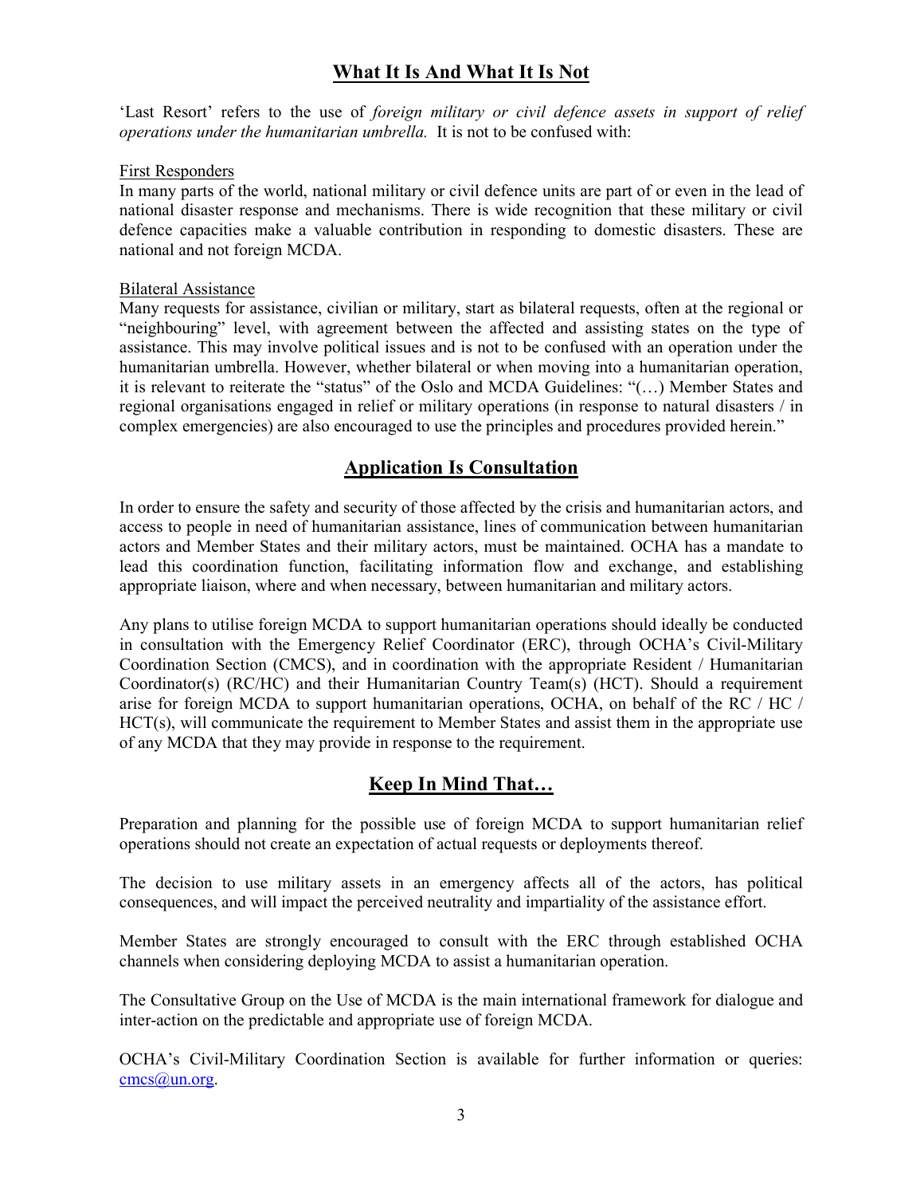## What It Is And What It Is Not

'Last Resort' refers to the use of *foreign military or civil defence assets in support of relief operations under the humanitarian umbrella.* It is not to be confused with:

First Responders

In many parts of the world, national military or civil defence units are part of or even in the lead of national disaster response and mechanisms. There is wide recognition that these military or civil defence capacities make a valuable contribution in responding to domestic disasters. These are national and not foreign MCDA.

Bilateral Assistance

Many requests for assistance, civilian or military, start as bilateral requests, often at the regional or "neighbouring" level, with agreement between the affected and assisting states on the type of assistance. This may involve political issues and is not to be confused with an operation under the humanitarian umbrella. However, whether bilateral or when moving into a humanitarian operation, it is relevant to reiterate the "status" of the Oslo and MCDA Guidelines: "(…) Member States and regional organisations engaged in relief or military operations (in response to natural disasters / in complex emergencies) are also encouraged to use the principles and procedures provided herein."

## Application Is Consultation

In order to ensure the safety and security of those affected by the crisis and humanitarian actors, and access to people in need of humanitarian assistance, lines of communication between humanitarian actors and Member States and their military actors, must be maintained. OCHA has a mandate to lead this coordination function, facilitating information flow and exchange, and establishing appropriate liaison, where and when necessary, between humanitarian and military actors.

Any plans to utilise foreign MCDA to support humanitarian operations should ideally be conducted in consultation with the Emergency Relief Coordinator (ERC), through OCHA's Civil-Military Coordination Section (CMCS), and in coordination with the appropriate Resident / Humanitarian Coordinator(s) (RC/HC) and their Humanitarian Country Team(s) (HCT). Should a requirement arise for foreign MCDA to support humanitarian operations, OCHA, on behalf of the RC / HC / HCT(s), will communicate the requirement to Member States and assist them in the appropriate use of any MCDA that they may provide in response to the requirement.

## Keep In Mind That…

Preparation and planning for the possible use of foreign MCDA to support humanitarian relief operations should not create an expectation of actual requests or deployments thereof.

The decision to use military assets in an emergency affects all of the actors, has political consequences, and will impact the perceived neutrality and impartiality of the assistance effort.

Member States are strongly encouraged to consult with the ERC through established OCHA channels when considering deploying MCDA to assist a humanitarian operation.

The Consultative Group on the Use of MCDA is the main international framework for dialogue and inter-action on the predictable and appropriate use of foreign MCDA.

OCHA's Civil-Military Coordination Section is available for further information or queries: cmcs@un.org.